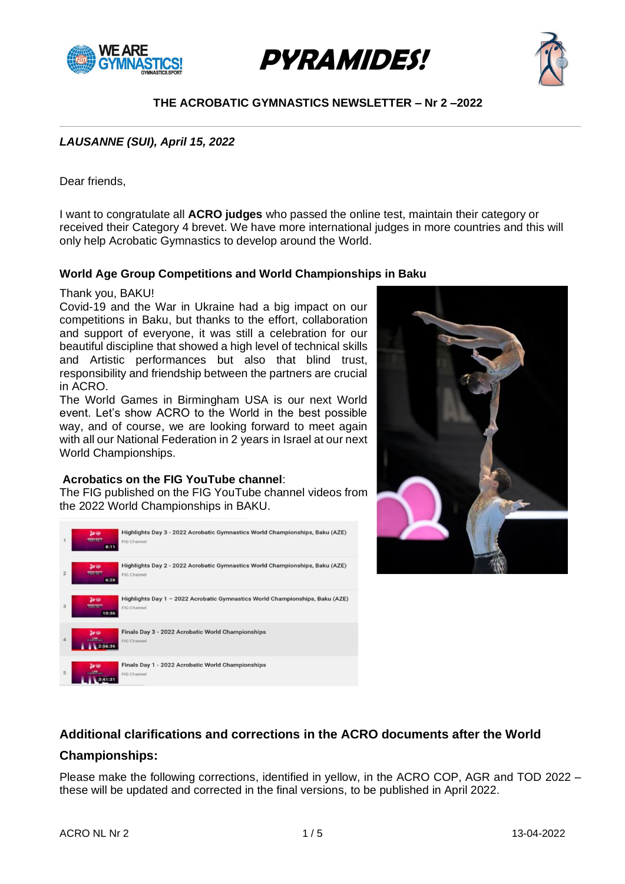# PYRAMIDES!

**THE ACROBATIC GYMNASTICS NEWSLETTER – Nr 2 –2022**

***LAUSANNE (SUI), April 15, 2022***

Dear friends,

I want to congratulate all **ACRO judges** who passed the online test, maintain their category or received their Category 4 brevet. We have more international judges in more countries and this will only help Acrobatic Gymnastics to develop around the World.

**World Age Group Competitions and World Championships in Baku**

Thank you, BAKU!

Covid-19 and the War in Ukraine had a big impact on our competitions in Baku, but thanks to the effort, collaboration and support of everyone, it was still a celebration for our beautiful discipline that showed a high level of technical skills and Artistic performances but also that blind trust, responsibility and friendship between the partners are crucial in ACRO.

The World Games in Birmingham USA is our next World event. Let's show ACRO to the World in the best possible way, and of course, we are looking forward to meet again with all our National Federation in 2 years in Israel at our next World Championships.

**Acrobatics on the FIG YouTube channel**:

The FIG published on the FIG YouTube channel videos from the 2022 World Championships in BAKU.

| # | Video | Duration |
|---|---|---|
| 1 | Highlights Day 3 - 2022 Acrobatic Gymnastics World Championships, Baku (AZE) – FIG Channel | 8:11 |
| 2 | Highlights Day 2 - 2022 Acrobatic Gymnastics World Championships, Baku (AZE) – FIG Channel | 6:28 |
| 3 | Highlights Day 1 – 2022 Acrobatic Gymnastics World Championships, Baku (AZE) – FIG Channel | 10:36 |
| 4 | Finals Day 3 - 2022 Acrobatic World Championships – FIG Channel | 2:56:36 |
| 5 | Finals Day 1 - 2022 Acrobatic World Championships – FIG Channel | 3:41:31 |

## Additional clarifications and corrections in the ACRO documents after the World Championships:

Please make the following corrections, identified in yellow, in the ACRO COP, AGR and TOD 2022 – these will be updated and corrected in the final versions, to be published in April 2022.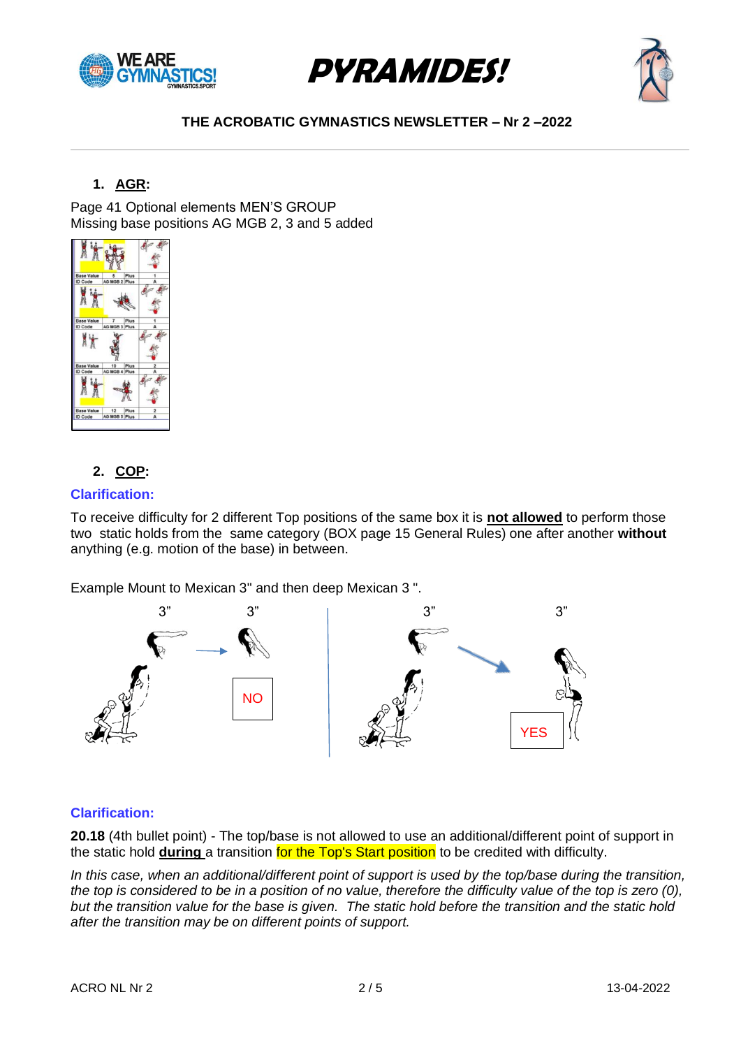1. **AGR:**

Page 41 Optional elements MEN'S GROUP
Missing base positions AG MGB 2, 3 and 5 added

| | | | |
|---|---|---|---|
| Base Value | 5 | Plus | 1 |
| ID Code | AG MGB 2 | Plus | A |
| Base Value | 7 | Plus | 1 |
| ID Code | AG MGB 3 | Plus | A |
| Base Value | 10 | Plus | 2 |
| ID Code | AG MGB 4 | Plus | A |
| Base Value | 12 | Plus | 2 |
| ID Code | AG MGB 5 | Plus | A |

2. **COP:**

### Clarification:

To receive difficulty for 2 different Top positions of the same box it is **not allowed** to perform those two static holds from the same category (BOX page 15 General Rules) one after another **without** anything (e.g. motion of the base) in between.

Example Mount to Mexican 3" and then deep Mexican 3 ".

3" 3" NO

3" 3" YES

### Clarification:

**20.18** (4th bullet point) - The top/base is not allowed to use an additional/different point of support in the static hold **during** a transition for the Top's Start position to be credited with difficulty.

*In this case, when an additional/different point of support is used by the top/base during the transition, the top is considered to be in a position of no value, therefore the difficulty value of the top is zero (0), but the transition value for the base is given. The static hold before the transition and the static hold after the transition may be on different points of support.*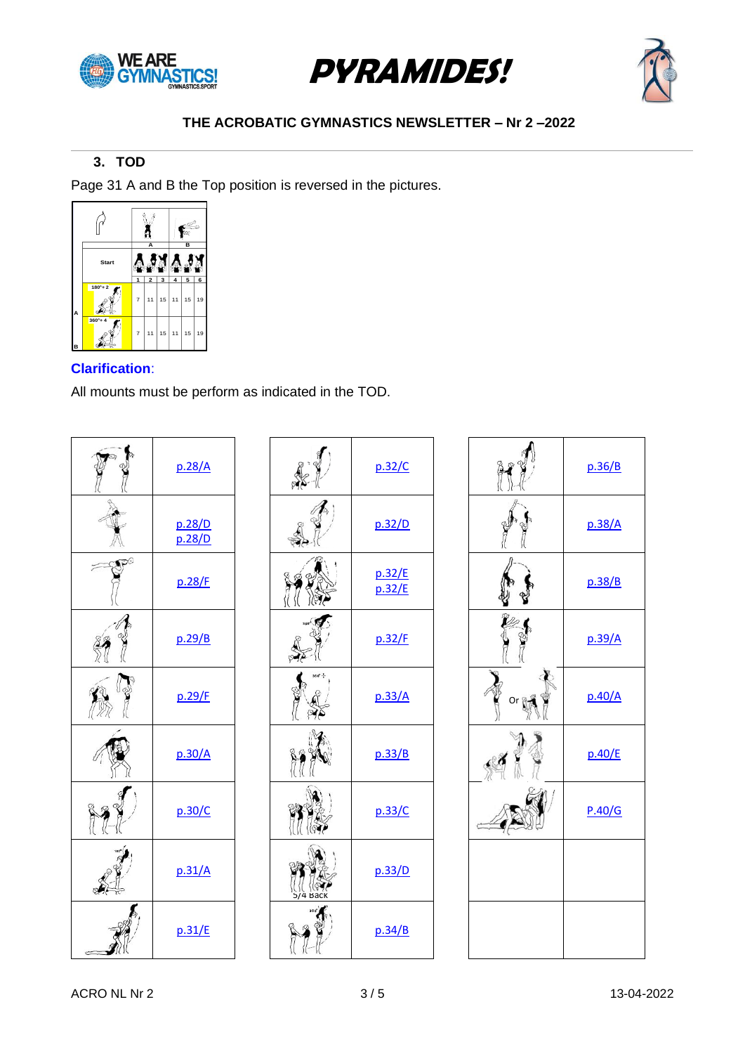### 3. TOD

Page 31 A and B the Top position is reversed in the pictures.

| | | A | | | B | | |
|---|---|---|---|---|---|---|---|
| | Start | | | | | | |
| | | 1 | 2 | 3 | 4 | 5 | 6 |
| A | 180°+ 2 | 7 | 11 | 15 | 11 | 15 | 19 |
| B | 360°+ 4 | 7 | 11 | 15 | 11 | 15 | 19 |

**Clarification**:

All mounts must be perform as indicated in the TOD.

| | |
|---|---|
| | p.28/A |
| | p.28/D p.28/D |
| | p.28/F |
| | p.29/B |
| | p.29/F |
| | p.30/A |
| | p.30/C |
| | p.31/A |
| | p.31/E |

| | |
|---|---|
| | p.32/C |
| | p.32/D |
| | p.32/E p.32/E |
| | p.32/F |
| | p.33/A |
| | p.33/B |
| | p.33/C |
| 5/4 Back | p.33/D |
| | p.34/B |

| | |
|---|---|
| | p.36/B |
| | p.38/A |
| | p.38/B |
| | p.39/A |
| Or | p.40/A |
| | p.40/E |
| | P.40/G |
| | |
| | |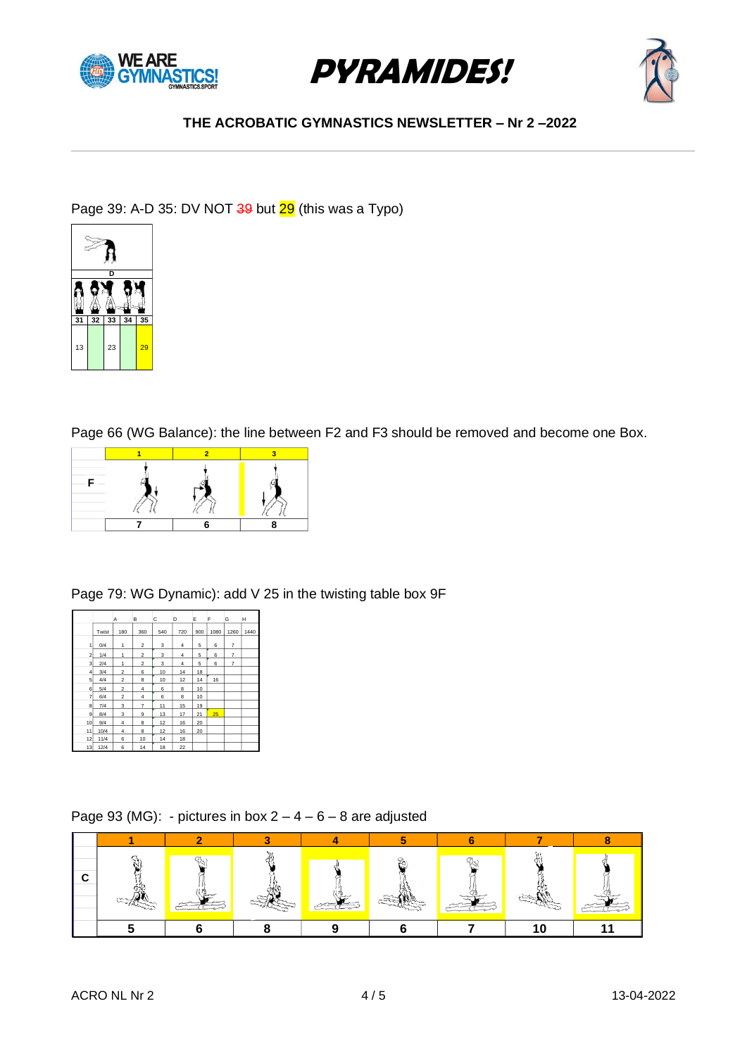Page 39: A-D 35: DV NOT ~~39~~ but 29 (this was a Typo)

| D | | | | |
|---|---|---|---|---|
| 31 | 32 | 33 | 34 | 35 |
| 13 | | 23 | | 29 |

Page 66 (WG Balance): the line between F2 and F3 should be removed and become one Box.

| | 1 | 2 | 3 |
|---|---|---|---|
| F | | | |
| | 7 | 6 | 8 |

Page 79: WG Dynamic): add V 25 in the twisting table box 9F

| | A | B | C | D | E | F | G | H |
|---|---|---|---|---|---|---|---|---|
| Twist | 180 | 360 | 540 | 720 | 900 | 1080 | 1260 | 1440 |
| 1 0/4 | 1 | 2 | 3 | 4 | 5 | 6 | 7 | |
| 2 1/4 | 1 | 2 | 3 | 4 | 5 | 6 | 7 | |
| 3 2/4 | 1 | 2 | 3 | 4 | 5 | 6 | 7 | |
| 4 3/4 | 2 | 6 | 10 | 14 | 18 | | | |
| 5 4/4 | 2 | 8 | 10 | 12 | 14 | 16 | | |
| 6 5/4 | 2 | 4 | 6 | 8 | 10 | | | |
| 7 6/4 | 2 | 4 | 6 | 8 | 10 | | | |
| 8 7/4 | 3 | 7 | 11 | 15 | 19 | | | |
| 9 8/4 | 3 | 9 | 13 | 17 | 21 | 25 | | |
| 10 9/4 | 4 | 8 | 12 | 16 | 20 | | | |
| 11 10/4 | 4 | 8 | 12 | 16 | 20 | | | |
| 12 11/4 | 6 | 10 | 14 | 18 | | | | |
| 13 12/4 | 6 | 14 | 18 | 22 | | | | |

Page 93 (MG): - pictures in box 2 – 4 – 6 – 8 are adjusted

| | 1 | 2 | 3 | 4 | 5 | 6 | 7 | 8 |
|---|---|---|---|---|---|---|---|---|
| C | | | | | | | | |
| | 5 | 6 | 8 | 9 | 6 | 7 | 10 | 11 |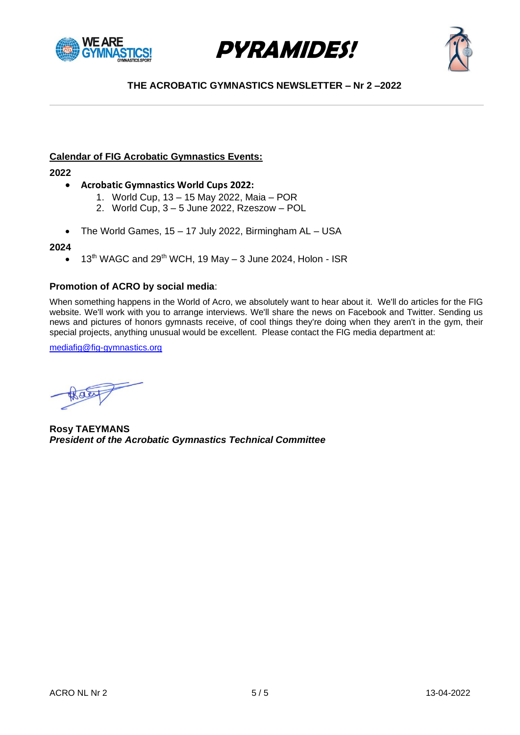**Calendar of FIG Acrobatic Gymnastics Events:**

**2022**

- **Acrobatic Gymnastics World Cups 2022:**
  1. World Cup, 13 – 15 May 2022, Maia – POR
  2. World Cup, 3 – 5 June 2022, Rzeszow – POL

- The World Games, 15 – 17 July 2022, Birmingham AL – USA

**2024**

- 13th WAGC and 29th WCH, 19 May – 3 June 2024, Holon - ISR

**Promotion of ACRO by social media**:

When something happens in the World of Acro, we absolutely want to hear about it. We'll do articles for the FIG website. We'll work with you to arrange interviews. We'll share the news on Facebook and Twitter. Sending us news and pictures of honors gymnasts receive, of cool things they're doing when they aren't in the gym, their special projects, anything unusual would be excellent. Please contact the FIG media department at:

mediafig@fig-gymnastics.org

**Rosy TAEYMANS**
***President of the Acrobatic Gymnastics Technical Committee***